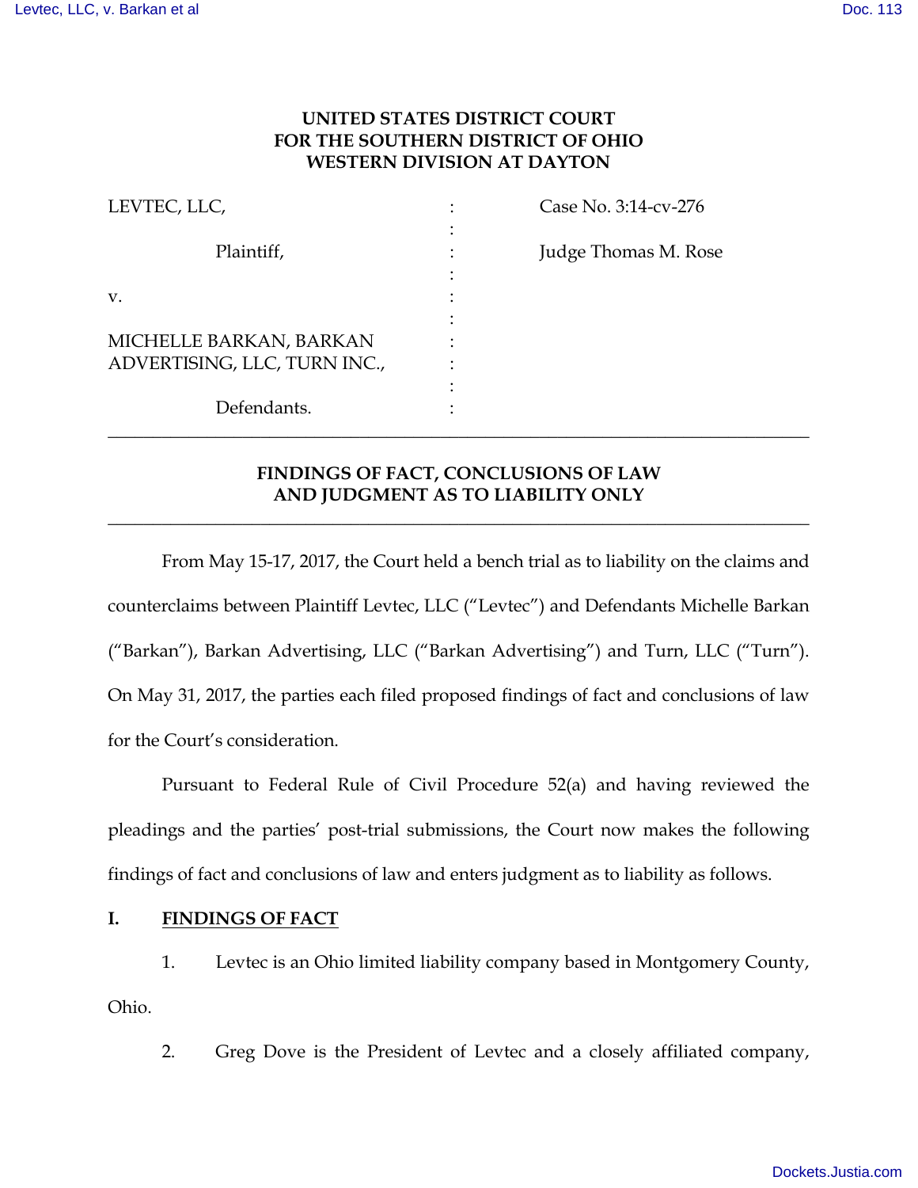**UNITED STATES DISTRICT COURT**
**FOR THE SOUTHERN DISTRICT OF OHIO**
**WESTERN DIVISION AT DAYTON**

| | | |
|---|---|---|
| LEVTEC, LLC, | : | Case No. 3:14-cv-276 |
| Plaintiff, | : | Judge Thomas M. Rose |
| v. | : | |
| MICHELLE BARKAN, BARKAN ADVERTISING, LLC, TURN INC., | : | |
| Defendants. | : | |

---

**FINDINGS OF FACT, CONCLUSIONS OF LAW AND JUDGMENT AS TO LIABILITY ONLY**

---

From May 15-17, 2017, the Court held a bench trial as to liability on the claims and counterclaims between Plaintiff Levtec, LLC ("Levtec") and Defendants Michelle Barkan ("Barkan"), Barkan Advertising, LLC ("Barkan Advertising") and Turn, LLC ("Turn"). On May 31, 2017, the parties each filed proposed findings of fact and conclusions of law for the Court's consideration.

Pursuant to Federal Rule of Civil Procedure 52(a) and having reviewed the pleadings and the parties' post-trial submissions, the Court now makes the following findings of fact and conclusions of law and enters judgment as to liability as follows.

## I. FINDINGS OF FACT

1. Levtec is an Ohio limited liability company based in Montgomery County, Ohio.

2. Greg Dove is the President of Levtec and a closely affiliated company,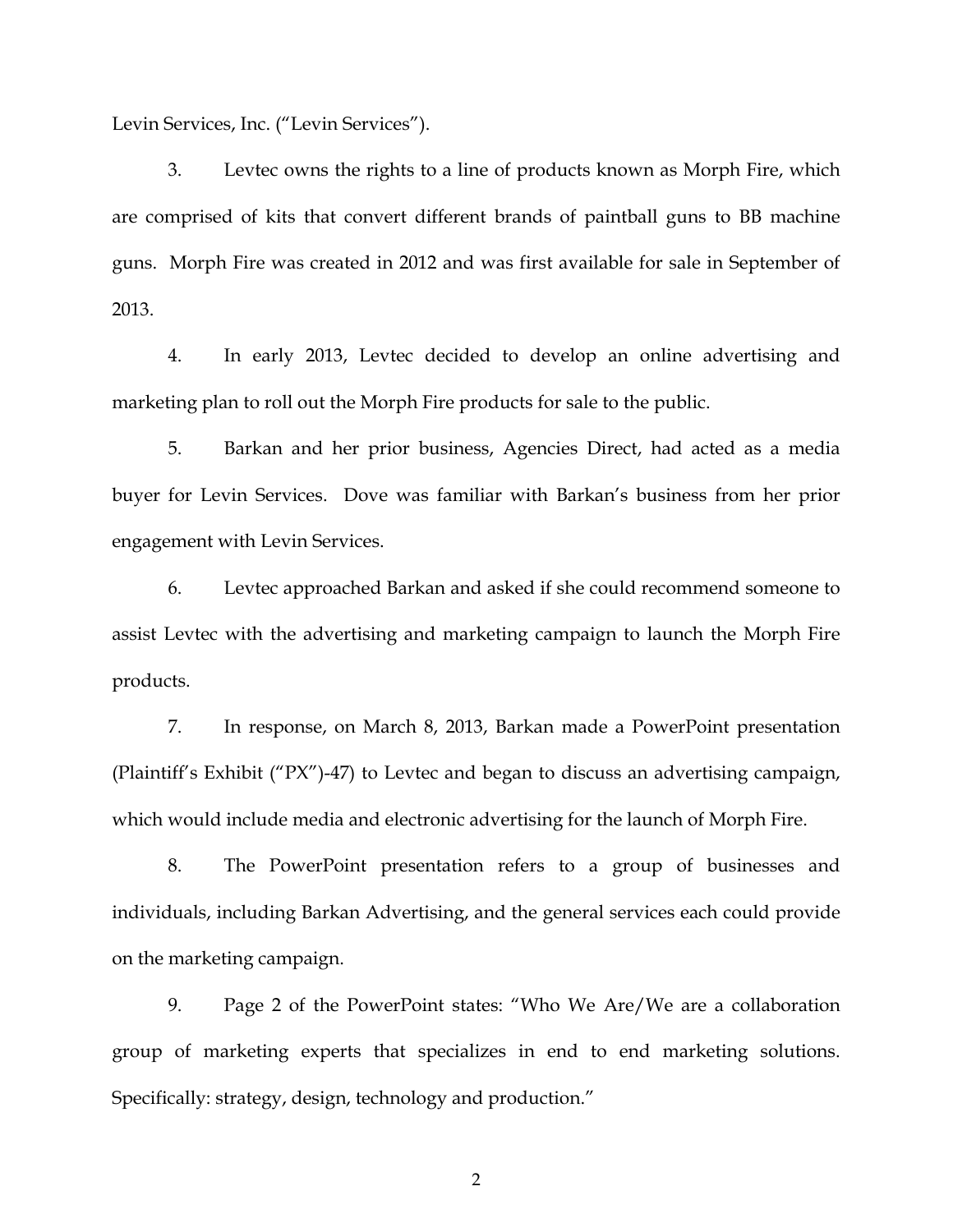Levin Services, Inc. (“Levin Services”).

3. Levtec owns the rights to a line of products known as Morph Fire, which are comprised of kits that convert different brands of paintball guns to BB machine guns. Morph Fire was created in 2012 and was first available for sale in September of 2013.

4. In early 2013, Levtec decided to develop an online advertising and marketing plan to roll out the Morph Fire products for sale to the public.

5. Barkan and her prior business, Agencies Direct, had acted as a media buyer for Levin Services. Dove was familiar with Barkan’s business from her prior engagement with Levin Services.

6. Levtec approached Barkan and asked if she could recommend someone to assist Levtec with the advertising and marketing campaign to launch the Morph Fire products.

7. In response, on March 8, 2013, Barkan made a PowerPoint presentation (Plaintiff’s Exhibit (“PX”)-47) to Levtec and began to discuss an advertising campaign, which would include media and electronic advertising for the launch of Morph Fire.

8. The PowerPoint presentation refers to a group of businesses and individuals, including Barkan Advertising, and the general services each could provide on the marketing campaign.

9. Page 2 of the PowerPoint states: “Who We Are/We are a collaboration group of marketing experts that specializes in end to end marketing solutions. Specifically: strategy, design, technology and production.”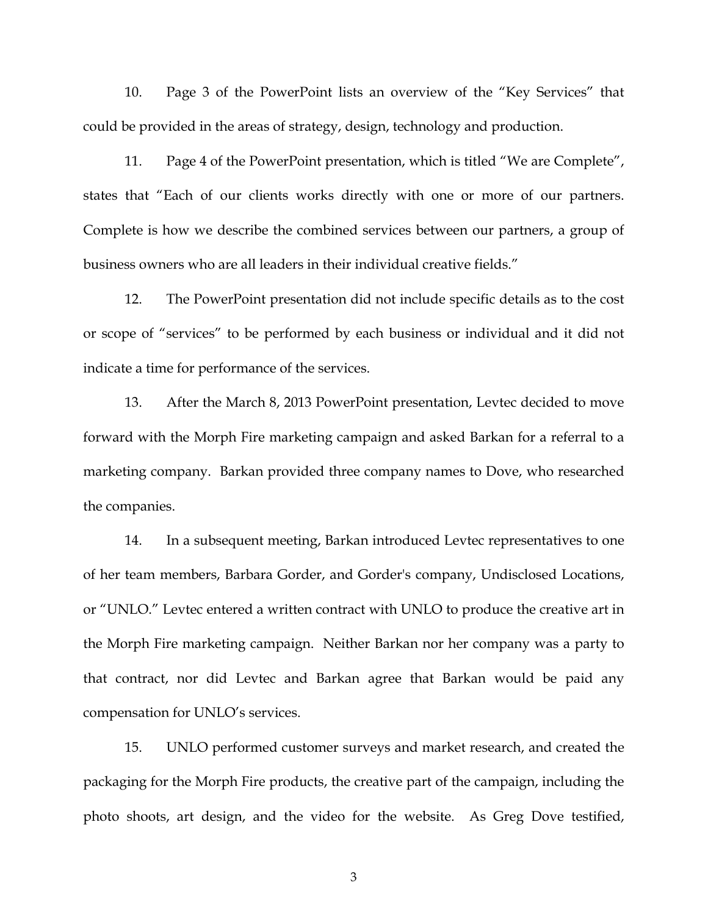10. Page 3 of the PowerPoint lists an overview of the "Key Services" that could be provided in the areas of strategy, design, technology and production.

11. Page 4 of the PowerPoint presentation, which is titled "We are Complete", states that "Each of our clients works directly with one or more of our partners. Complete is how we describe the combined services between our partners, a group of business owners who are all leaders in their individual creative fields."

12. The PowerPoint presentation did not include specific details as to the cost or scope of "services" to be performed by each business or individual and it did not indicate a time for performance of the services.

13. After the March 8, 2013 PowerPoint presentation, Levtec decided to move forward with the Morph Fire marketing campaign and asked Barkan for a referral to a marketing company. Barkan provided three company names to Dove, who researched the companies.

14. In a subsequent meeting, Barkan introduced Levtec representatives to one of her team members, Barbara Gorder, and Gorder's company, Undisclosed Locations, or "UNLO." Levtec entered a written contract with UNLO to produce the creative art in the Morph Fire marketing campaign. Neither Barkan nor her company was a party to that contract, nor did Levtec and Barkan agree that Barkan would be paid any compensation for UNLO's services.

15. UNLO performed customer surveys and market research, and created the packaging for the Morph Fire products, the creative part of the campaign, including the photo shoots, art design, and the video for the website. As Greg Dove testified,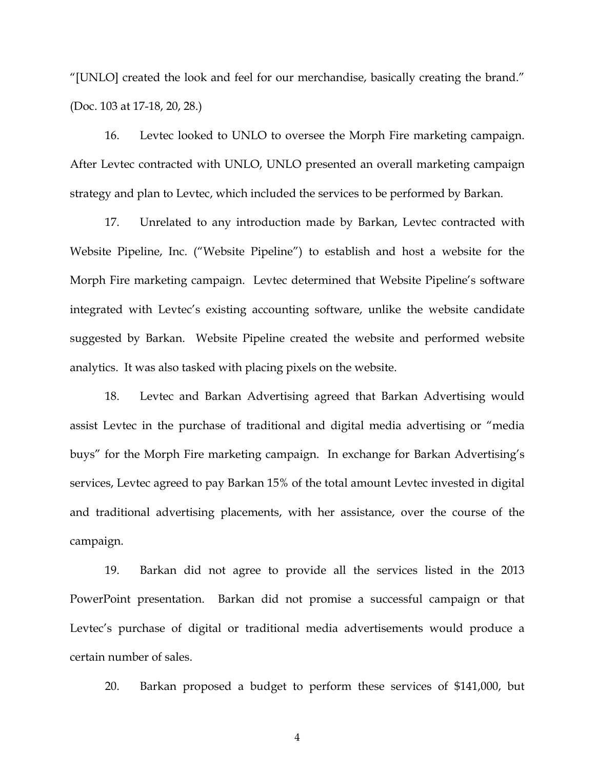"[UNLO] created the look and feel for our merchandise, basically creating the brand." (Doc. 103 at 17-18, 20, 28.)

16. Levtec looked to UNLO to oversee the Morph Fire marketing campaign. After Levtec contracted with UNLO, UNLO presented an overall marketing campaign strategy and plan to Levtec, which included the services to be performed by Barkan.

17. Unrelated to any introduction made by Barkan, Levtec contracted with Website Pipeline, Inc. ("Website Pipeline") to establish and host a website for the Morph Fire marketing campaign. Levtec determined that Website Pipeline's software integrated with Levtec's existing accounting software, unlike the website candidate suggested by Barkan. Website Pipeline created the website and performed website analytics. It was also tasked with placing pixels on the website.

18. Levtec and Barkan Advertising agreed that Barkan Advertising would assist Levtec in the purchase of traditional and digital media advertising or "media buys" for the Morph Fire marketing campaign. In exchange for Barkan Advertising's services, Levtec agreed to pay Barkan 15% of the total amount Levtec invested in digital and traditional advertising placements, with her assistance, over the course of the campaign.

19. Barkan did not agree to provide all the services listed in the 2013 PowerPoint presentation. Barkan did not promise a successful campaign or that Levtec's purchase of digital or traditional media advertisements would produce a certain number of sales.

20. Barkan proposed a budget to perform these services of $141,000, but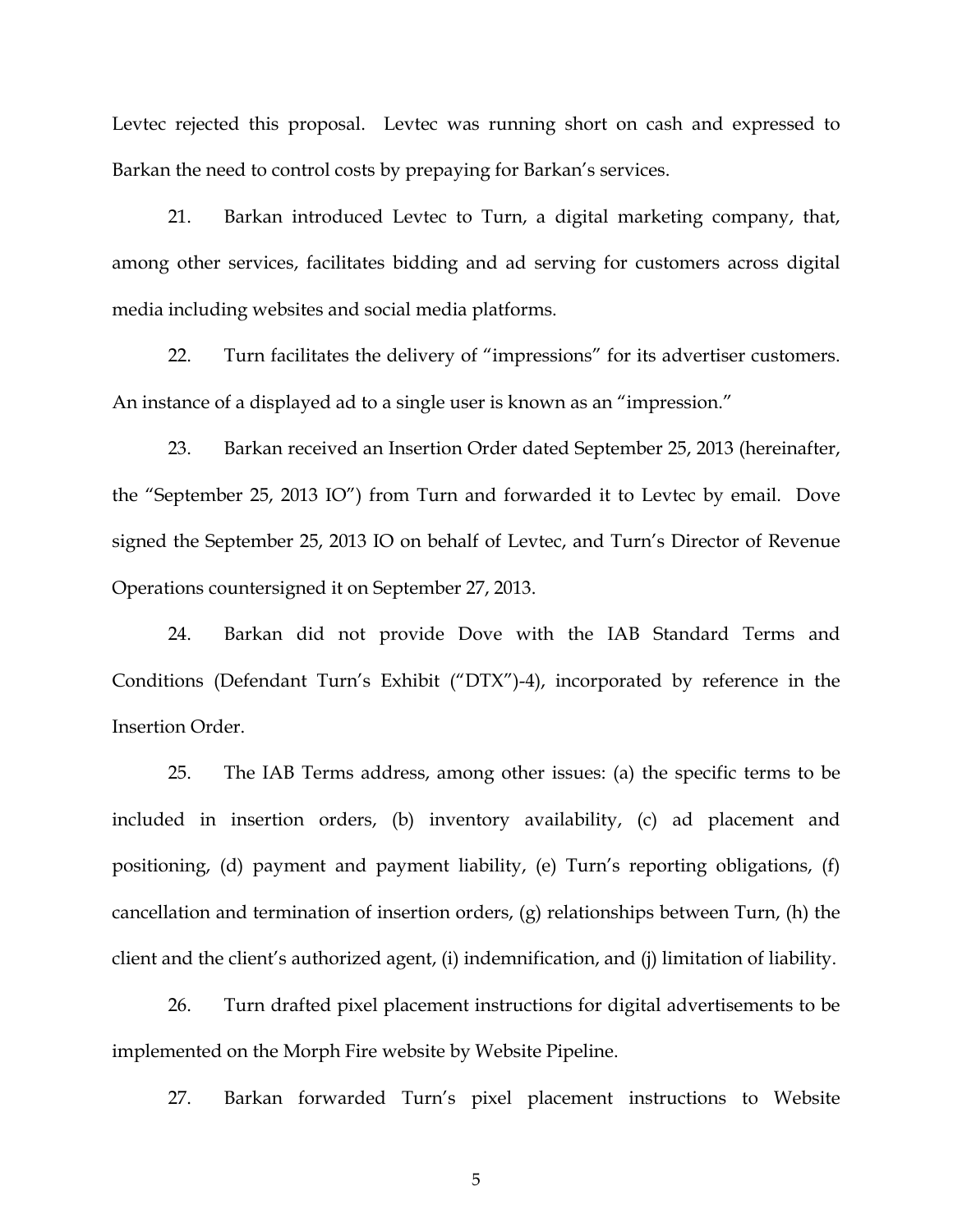Levtec rejected this proposal. Levtec was running short on cash and expressed to Barkan the need to control costs by prepaying for Barkan's services.

21. Barkan introduced Levtec to Turn, a digital marketing company, that, among other services, facilitates bidding and ad serving for customers across digital media including websites and social media platforms.

22. Turn facilitates the delivery of "impressions" for its advertiser customers. An instance of a displayed ad to a single user is known as an "impression."

23. Barkan received an Insertion Order dated September 25, 2013 (hereinafter, the "September 25, 2013 IO") from Turn and forwarded it to Levtec by email. Dove signed the September 25, 2013 IO on behalf of Levtec, and Turn's Director of Revenue Operations countersigned it on September 27, 2013.

24. Barkan did not provide Dove with the IAB Standard Terms and Conditions (Defendant Turn's Exhibit ("DTX")-4), incorporated by reference in the Insertion Order.

25. The IAB Terms address, among other issues: (a) the specific terms to be included in insertion orders, (b) inventory availability, (c) ad placement and positioning, (d) payment and payment liability, (e) Turn's reporting obligations, (f) cancellation and termination of insertion orders, (g) relationships between Turn, (h) the client and the client's authorized agent, (i) indemnification, and (j) limitation of liability.

26. Turn drafted pixel placement instructions for digital advertisements to be implemented on the Morph Fire website by Website Pipeline.

27. Barkan forwarded Turn's pixel placement instructions to Website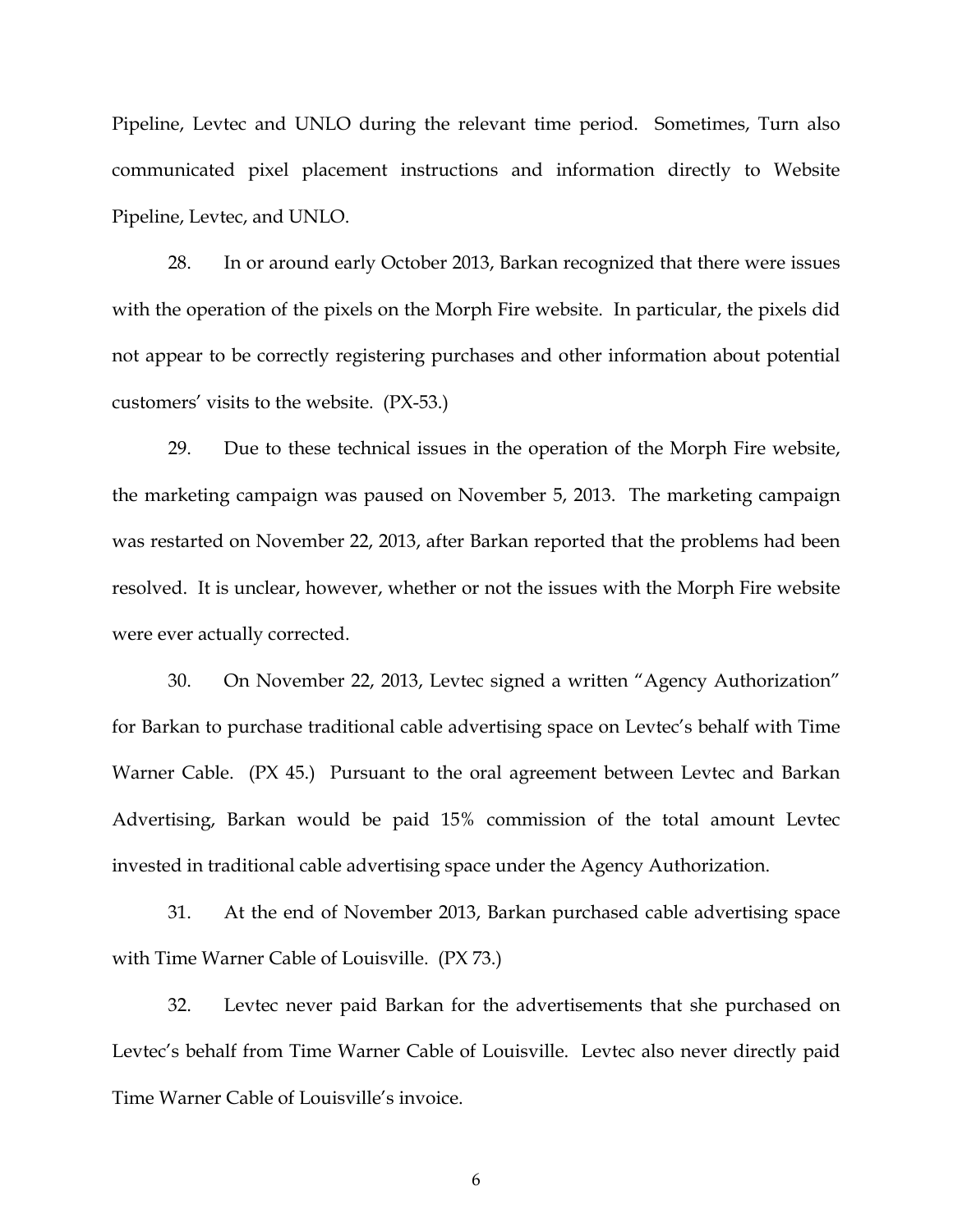Pipeline, Levtec and UNLO during the relevant time period. Sometimes, Turn also communicated pixel placement instructions and information directly to Website Pipeline, Levtec, and UNLO.

28. In or around early October 2013, Barkan recognized that there were issues with the operation of the pixels on the Morph Fire website. In particular, the pixels did not appear to be correctly registering purchases and other information about potential customers' visits to the website. (PX-53.)

29. Due to these technical issues in the operation of the Morph Fire website, the marketing campaign was paused on November 5, 2013. The marketing campaign was restarted on November 22, 2013, after Barkan reported that the problems had been resolved. It is unclear, however, whether or not the issues with the Morph Fire website were ever actually corrected.

30. On November 22, 2013, Levtec signed a written "Agency Authorization" for Barkan to purchase traditional cable advertising space on Levtec's behalf with Time Warner Cable. (PX 45.) Pursuant to the oral agreement between Levtec and Barkan Advertising, Barkan would be paid 15% commission of the total amount Levtec invested in traditional cable advertising space under the Agency Authorization.

31. At the end of November 2013, Barkan purchased cable advertising space with Time Warner Cable of Louisville. (PX 73.)

32. Levtec never paid Barkan for the advertisements that she purchased on Levtec's behalf from Time Warner Cable of Louisville. Levtec also never directly paid Time Warner Cable of Louisville's invoice.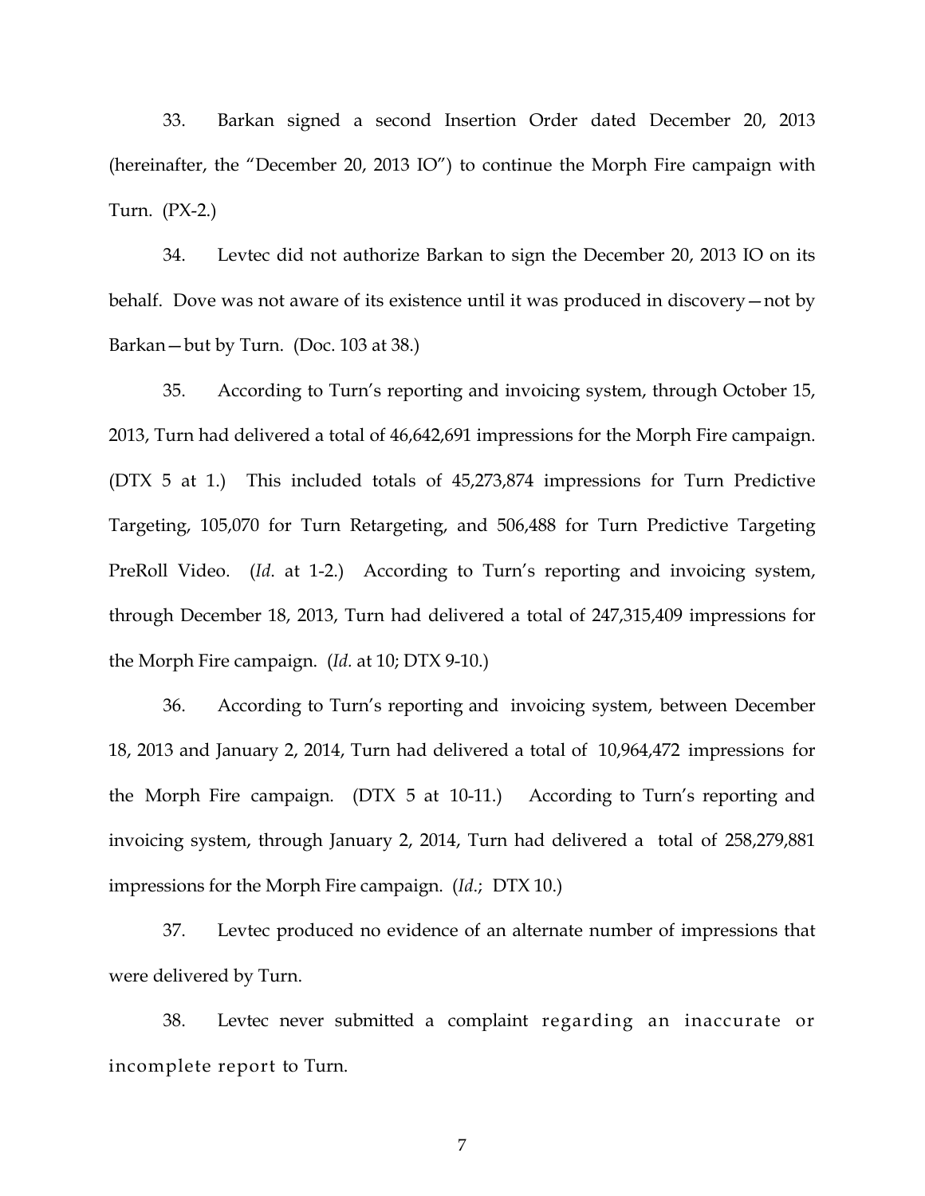33. Barkan signed a second Insertion Order dated December 20, 2013 (hereinafter, the "December 20, 2013 IO") to continue the Morph Fire campaign with Turn. (PX-2.)

34. Levtec did not authorize Barkan to sign the December 20, 2013 IO on its behalf. Dove was not aware of its existence until it was produced in discovery—not by Barkan—but by Turn. (Doc. 103 at 38.)

35. According to Turn's reporting and invoicing system, through October 15, 2013, Turn had delivered a total of 46,642,691 impressions for the Morph Fire campaign. (DTX 5 at 1.) This included totals of 45,273,874 impressions for Turn Predictive Targeting, 105,070 for Turn Retargeting, and 506,488 for Turn Predictive Targeting PreRoll Video. (*Id.* at 1-2.) According to Turn's reporting and invoicing system, through December 18, 2013, Turn had delivered a total of 247,315,409 impressions for the Morph Fire campaign. (*Id.* at 10; DTX 9-10.)

36. According to Turn's reporting and invoicing system, between December 18, 2013 and January 2, 2014, Turn had delivered a total of 10,964,472 impressions for the Morph Fire campaign. (DTX 5 at 10-11.) According to Turn's reporting and invoicing system, through January 2, 2014, Turn had delivered a total of 258,279,881 impressions for the Morph Fire campaign. (*Id.*; DTX 10.)

37. Levtec produced no evidence of an alternate number of impressions that were delivered by Turn.

38. Levtec never submitted a complaint regarding an inaccurate or incomplete report to Turn.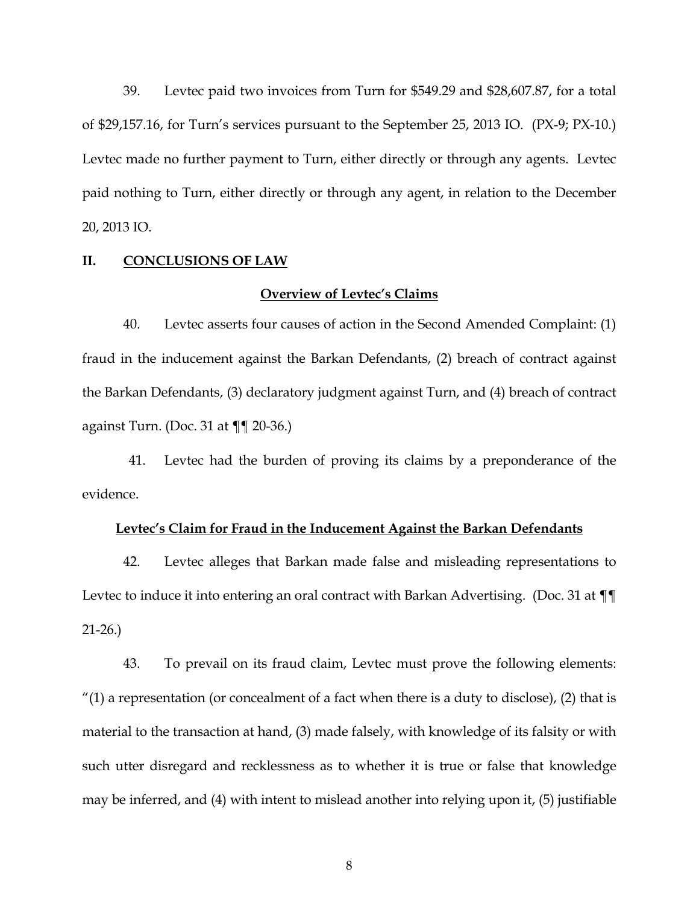39. Levtec paid two invoices from Turn for $549.29 and $28,607.87, for a total of $29,157.16, for Turn's services pursuant to the September 25, 2013 IO. (PX-9; PX-10.) Levtec made no further payment to Turn, either directly or through any agents. Levtec paid nothing to Turn, either directly or through any agent, in relation to the December 20, 2013 IO.

## II. <u>CONCLUSIONS OF LAW</u>

### <u>Overview of Levtec's Claims</u>

40. Levtec asserts four causes of action in the Second Amended Complaint: (1) fraud in the inducement against the Barkan Defendants, (2) breach of contract against the Barkan Defendants, (3) declaratory judgment against Turn, and (4) breach of contract against Turn. (Doc. 31 at ¶¶ 20-36.)

41. Levtec had the burden of proving its claims by a preponderance of the evidence.

### <u>Levtec's Claim for Fraud in the Inducement Against the Barkan Defendants</u>

42. Levtec alleges that Barkan made false and misleading representations to Levtec to induce it into entering an oral contract with Barkan Advertising. (Doc. 31 at ¶¶ 21-26.)

43. To prevail on its fraud claim, Levtec must prove the following elements: "(1) a representation (or concealment of a fact when there is a duty to disclose), (2) that is material to the transaction at hand, (3) made falsely, with knowledge of its falsity or with such utter disregard and recklessness as to whether it is true or false that knowledge may be inferred, and (4) with intent to mislead another into relying upon it, (5) justifiable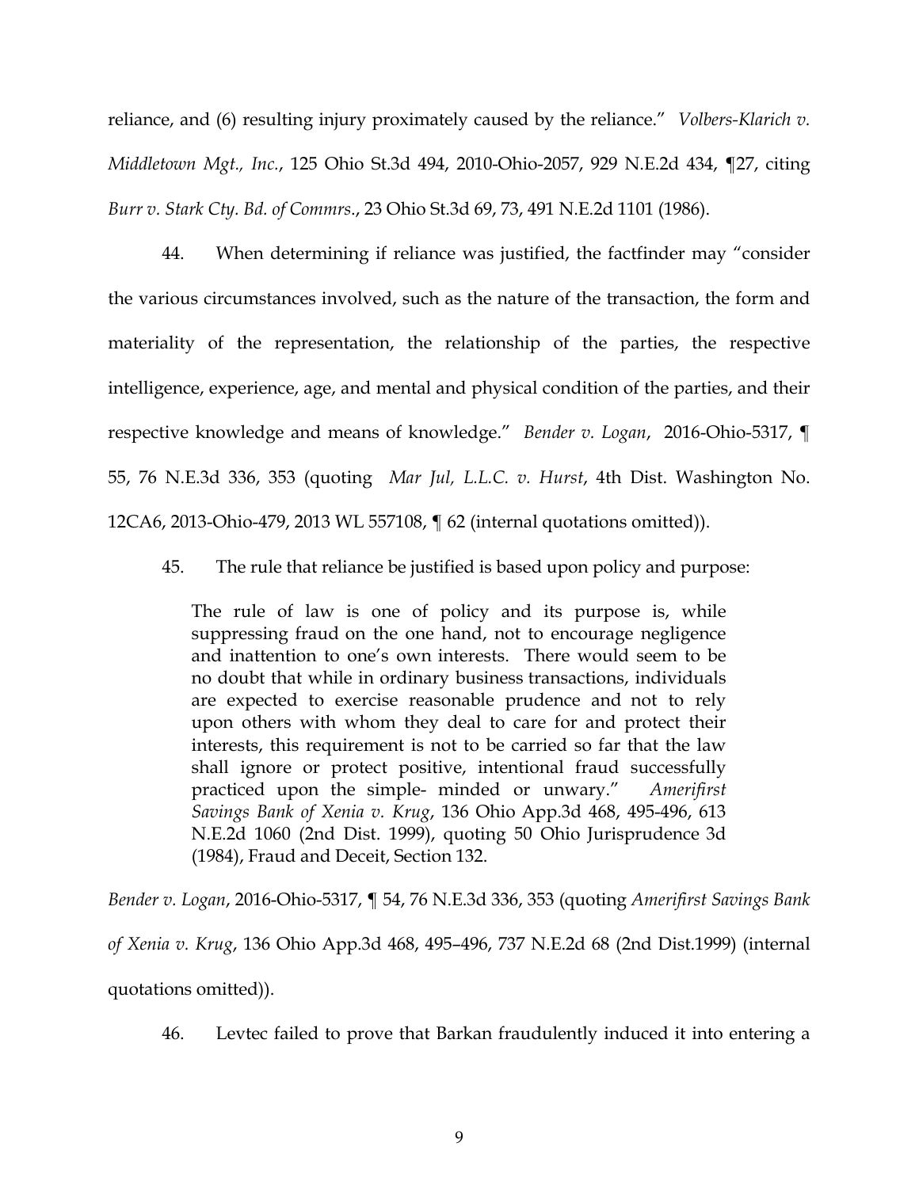reliance, and (6) resulting injury proximately caused by the reliance." *Volbers-Klarich v. Middletown Mgt., Inc.*, 125 Ohio St.3d 494, 2010-Ohio-2057, 929 N.E.2d 434, ¶27, citing *Burr v. Stark Cty. Bd. of Commrs.*, 23 Ohio St.3d 69, 73, 491 N.E.2d 1101 (1986).

44. When determining if reliance was justified, the factfinder may "consider the various circumstances involved, such as the nature of the transaction, the form and materiality of the representation, the relationship of the parties, the respective intelligence, experience, age, and mental and physical condition of the parties, and their respective knowledge and means of knowledge." *Bender v. Logan*, 2016-Ohio-5317, ¶ 55, 76 N.E.3d 336, 353 (quoting *Mar Jul, L.L.C. v. Hurst*, 4th Dist. Washington No. 12CA6, 2013-Ohio-479, 2013 WL 557108, ¶ 62 (internal quotations omitted)).

45. The rule that reliance be justified is based upon policy and purpose:

> The rule of law is one of policy and its purpose is, while suppressing fraud on the one hand, not to encourage negligence and inattention to one's own interests. There would seem to be no doubt that while in ordinary business transactions, individuals are expected to exercise reasonable prudence and not to rely upon others with whom they deal to care for and protect their interests, this requirement is not to be carried so far that the law shall ignore or protect positive, intentional fraud successfully practiced upon the simple- minded or unwary." *Amerifirst Savings Bank of Xenia v. Krug*, 136 Ohio App.3d 468, 495-496, 613 N.E.2d 1060 (2nd Dist. 1999), quoting 50 Ohio Jurisprudence 3d (1984), Fraud and Deceit, Section 132.

*Bender v. Logan*, 2016-Ohio-5317, ¶ 54, 76 N.E.3d 336, 353 (quoting *Amerifirst Savings Bank of Xenia v. Krug*, 136 Ohio App.3d 468, 495–496, 737 N.E.2d 68 (2nd Dist.1999) (internal quotations omitted)).

46. Levtec failed to prove that Barkan fraudulently induced it into entering a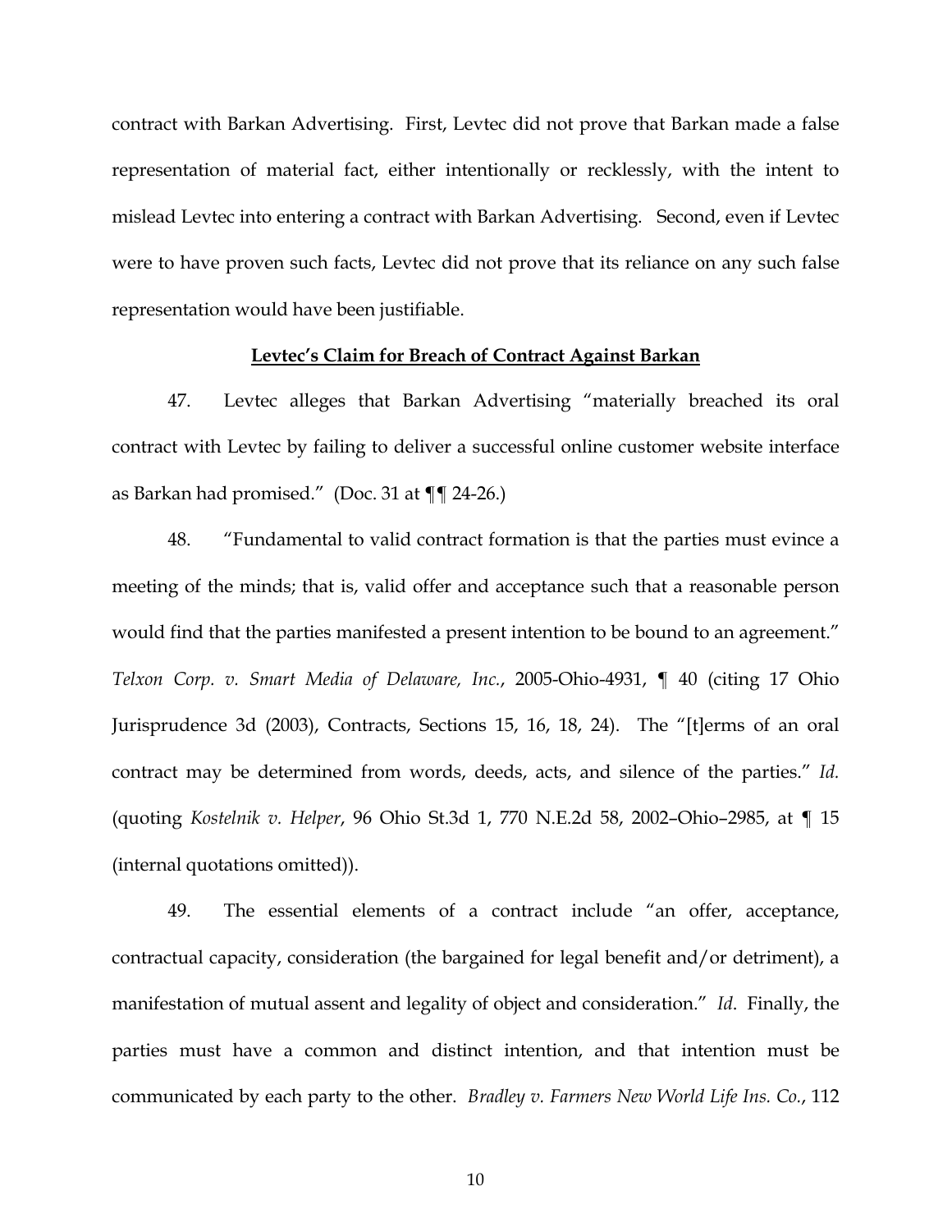contract with Barkan Advertising. First, Levtec did not prove that Barkan made a false representation of material fact, either intentionally or recklessly, with the intent to mislead Levtec into entering a contract with Barkan Advertising. Second, even if Levtec were to have proven such facts, Levtec did not prove that its reliance on any such false representation would have been justifiable.

**Levtec's Claim for Breach of Contract Against Barkan**

47. Levtec alleges that Barkan Advertising "materially breached its oral contract with Levtec by failing to deliver a successful online customer website interface as Barkan had promised." (Doc. 31 at ¶¶ 24-26.)

48. "Fundamental to valid contract formation is that the parties must evince a meeting of the minds; that is, valid offer and acceptance such that a reasonable person would find that the parties manifested a present intention to be bound to an agreement." *Telxon Corp. v. Smart Media of Delaware, Inc.*, 2005-Ohio-4931, ¶ 40 (citing 17 Ohio Jurisprudence 3d (2003), Contracts, Sections 15, 16, 18, 24). The "[t]erms of an oral contract may be determined from words, deeds, acts, and silence of the parties." *Id.* (quoting *Kostelnik v. Helper*, 96 Ohio St.3d 1, 770 N.E.2d 58, 2002–Ohio–2985, at ¶ 15 (internal quotations omitted)).

49. The essential elements of a contract include "an offer, acceptance, contractual capacity, consideration (the bargained for legal benefit and/or detriment), a manifestation of mutual assent and legality of object and consideration." *Id*. Finally, the parties must have a common and distinct intention, and that intention must be communicated by each party to the other. *Bradley v. Farmers New World Life Ins. Co.*, 112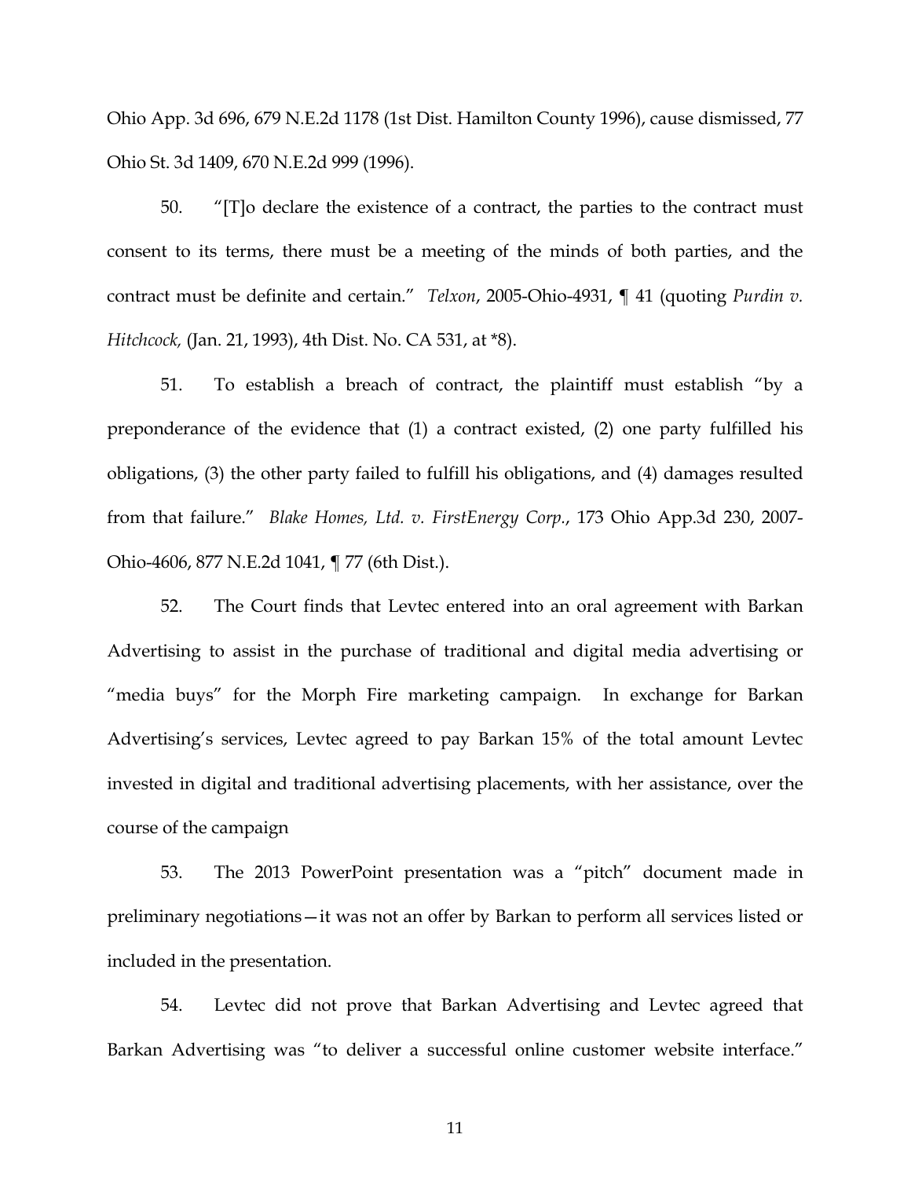Ohio App. 3d 696, 679 N.E.2d 1178 (1st Dist. Hamilton County 1996), cause dismissed, 77 Ohio St. 3d 1409, 670 N.E.2d 999 (1996).

50. "[T]o declare the existence of a contract, the parties to the contract must consent to its terms, there must be a meeting of the minds of both parties, and the contract must be definite and certain." *Telxon*, 2005-Ohio-4931, ¶ 41 (quoting *Purdin v. Hitchcock,* (Jan. 21, 1993), 4th Dist. No. CA 531, at *8).

51. To establish a breach of contract, the plaintiff must establish "by a preponderance of the evidence that (1) a contract existed, (2) one party fulfilled his obligations, (3) the other party failed to fulfill his obligations, and (4) damages resulted from that failure." *Blake Homes, Ltd. v. FirstEnergy Corp.*, 173 Ohio App.3d 230, 2007-Ohio-4606, 877 N.E.2d 1041, ¶ 77 (6th Dist.).

52. The Court finds that Levtec entered into an oral agreement with Barkan Advertising to assist in the purchase of traditional and digital media advertising or "media buys" for the Morph Fire marketing campaign. In exchange for Barkan Advertising's services, Levtec agreed to pay Barkan 15% of the total amount Levtec invested in digital and traditional advertising placements, with her assistance, over the course of the campaign

53. The 2013 PowerPoint presentation was a "pitch" document made in preliminary negotiations—it was not an offer by Barkan to perform all services listed or included in the presentation.

54. Levtec did not prove that Barkan Advertising and Levtec agreed that Barkan Advertising was "to deliver a successful online customer website interface."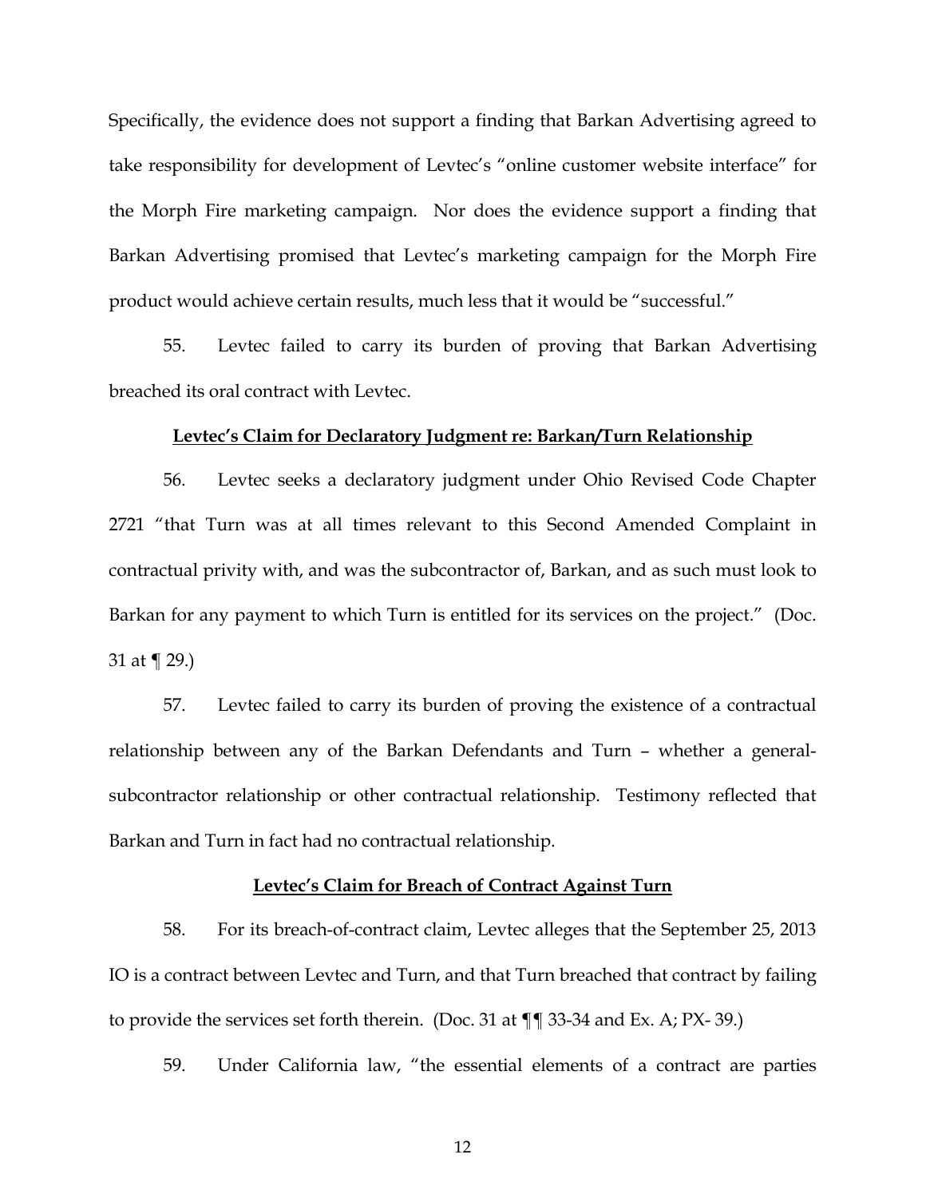Specifically, the evidence does not support a finding that Barkan Advertising agreed to take responsibility for development of Levtec's "online customer website interface" for the Morph Fire marketing campaign. Nor does the evidence support a finding that Barkan Advertising promised that Levtec's marketing campaign for the Morph Fire product would achieve certain results, much less that it would be "successful."

55. Levtec failed to carry its burden of proving that Barkan Advertising breached its oral contract with Levtec.

**Levtec's Claim for Declaratory Judgment re: Barkan/Turn Relationship**

56. Levtec seeks a declaratory judgment under Ohio Revised Code Chapter 2721 "that Turn was at all times relevant to this Second Amended Complaint in contractual privity with, and was the subcontractor of, Barkan, and as such must look to Barkan for any payment to which Turn is entitled for its services on the project." (Doc. 31 at ¶ 29.)

57. Levtec failed to carry its burden of proving the existence of a contractual relationship between any of the Barkan Defendants and Turn – whether a general-subcontractor relationship or other contractual relationship. Testimony reflected that Barkan and Turn in fact had no contractual relationship.

**Levtec's Claim for Breach of Contract Against Turn**

58. For its breach-of-contract claim, Levtec alleges that the September 25, 2013 IO is a contract between Levtec and Turn, and that Turn breached that contract by failing to provide the services set forth therein. (Doc. 31 at ¶¶ 33-34 and Ex. A; PX- 39.)

59. Under California law, "the essential elements of a contract are parties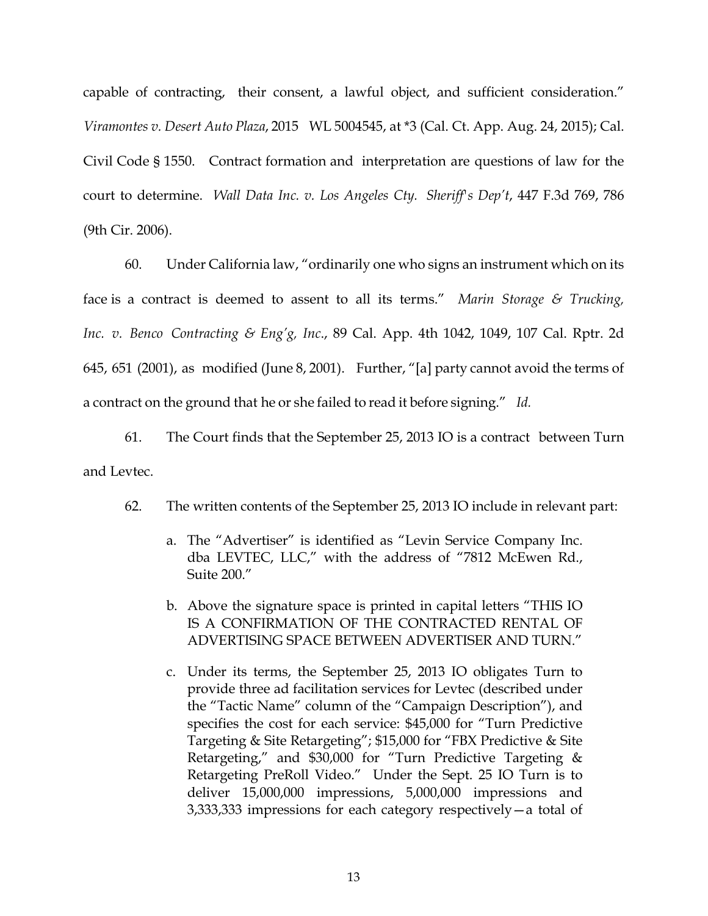capable of contracting, their consent, a lawful object, and sufficient consideration." *Viramontes v. Desert Auto Plaza*, 2015 WL 5004545, at *3 (Cal. Ct. App. Aug. 24, 2015); Cal. Civil Code § 1550. Contract formation and interpretation are questions of law for the court to determine. *Wall Data Inc. v. Los Angeles Cty. Sheriff's Dep't*, 447 F.3d 769, 786 (9th Cir. 2006).

60. Under California law, "ordinarily one who signs an instrument which on its face is a contract is deemed to assent to all its terms." *Marin Storage & Trucking, Inc. v. Benco Contracting & Eng'g, Inc*., 89 Cal. App. 4th 1042, 1049, 107 Cal. Rptr. 2d 645, 651 (2001), as modified (June 8, 2001). Further, "[a] party cannot avoid the terms of a contract on the ground that he or she failed to read it before signing." *Id.*

61. The Court finds that the September 25, 2013 IO is a contract between Turn and Levtec.

62. The written contents of the September 25, 2013 IO include in relevant part:

   a. The "Advertiser" is identified as "Levin Service Company Inc. dba LEVTEC, LLC," with the address of "7812 McEwen Rd., Suite 200."

   b. Above the signature space is printed in capital letters "THIS IO IS A CONFIRMATION OF THE CONTRACTED RENTAL OF ADVERTISING SPACE BETWEEN ADVERTISER AND TURN."

   c. Under its terms, the September 25, 2013 IO obligates Turn to provide three ad facilitation services for Levtec (described under the "Tactic Name" column of the "Campaign Description"), and specifies the cost for each service: $45,000 for "Turn Predictive Targeting & Site Retargeting"; $15,000 for "FBX Predictive & Site Retargeting," and $30,000 for "Turn Predictive Targeting & Retargeting PreRoll Video." Under the Sept. 25 IO Turn is to deliver 15,000,000 impressions, 5,000,000 impressions and 3,333,333 impressions for each category respectively—a total of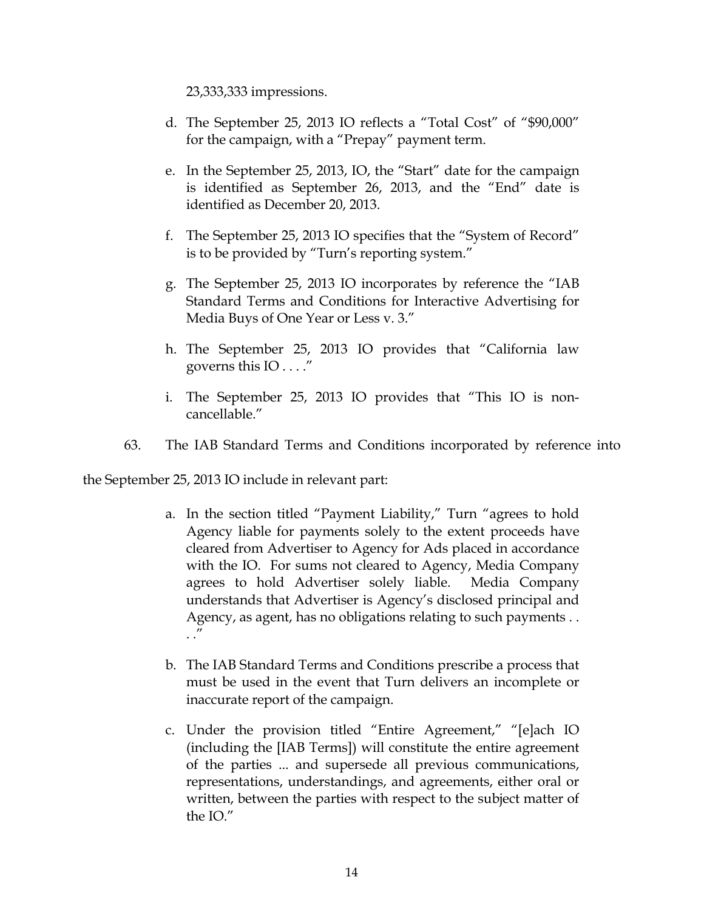23,333,333 impressions.

d. The September 25, 2013 IO reflects a "Total Cost" of "$90,000" for the campaign, with a "Prepay" payment term.

e. In the September 25, 2013, IO, the "Start" date for the campaign is identified as September 26, 2013, and the "End" date is identified as December 20, 2013.

f. The September 25, 2013 IO specifies that the "System of Record" is to be provided by "Turn's reporting system."

g. The September 25, 2013 IO incorporates by reference the "IAB Standard Terms and Conditions for Interactive Advertising for Media Buys of One Year or Less v. 3."

h. The September 25, 2013 IO provides that "California law governs this IO . . . ."

i. The September 25, 2013 IO provides that "This IO is non-cancellable."

63. The IAB Standard Terms and Conditions incorporated by reference into the September 25, 2013 IO include in relevant part:

a. In the section titled "Payment Liability," Turn "agrees to hold Agency liable for payments solely to the extent proceeds have cleared from Advertiser to Agency for Ads placed in accordance with the IO. For sums not cleared to Agency, Media Company agrees to hold Advertiser solely liable. Media Company understands that Advertiser is Agency's disclosed principal and Agency, as agent, has no obligations relating to such payments . . . ."

b. The IAB Standard Terms and Conditions prescribe a process that must be used in the event that Turn delivers an incomplete or inaccurate report of the campaign.

c. Under the provision titled "Entire Agreement," "[e]ach IO (including the [IAB Terms]) will constitute the entire agreement of the parties ... and supersede all previous communications, representations, understandings, and agreements, either oral or written, between the parties with respect to the subject matter of the IO."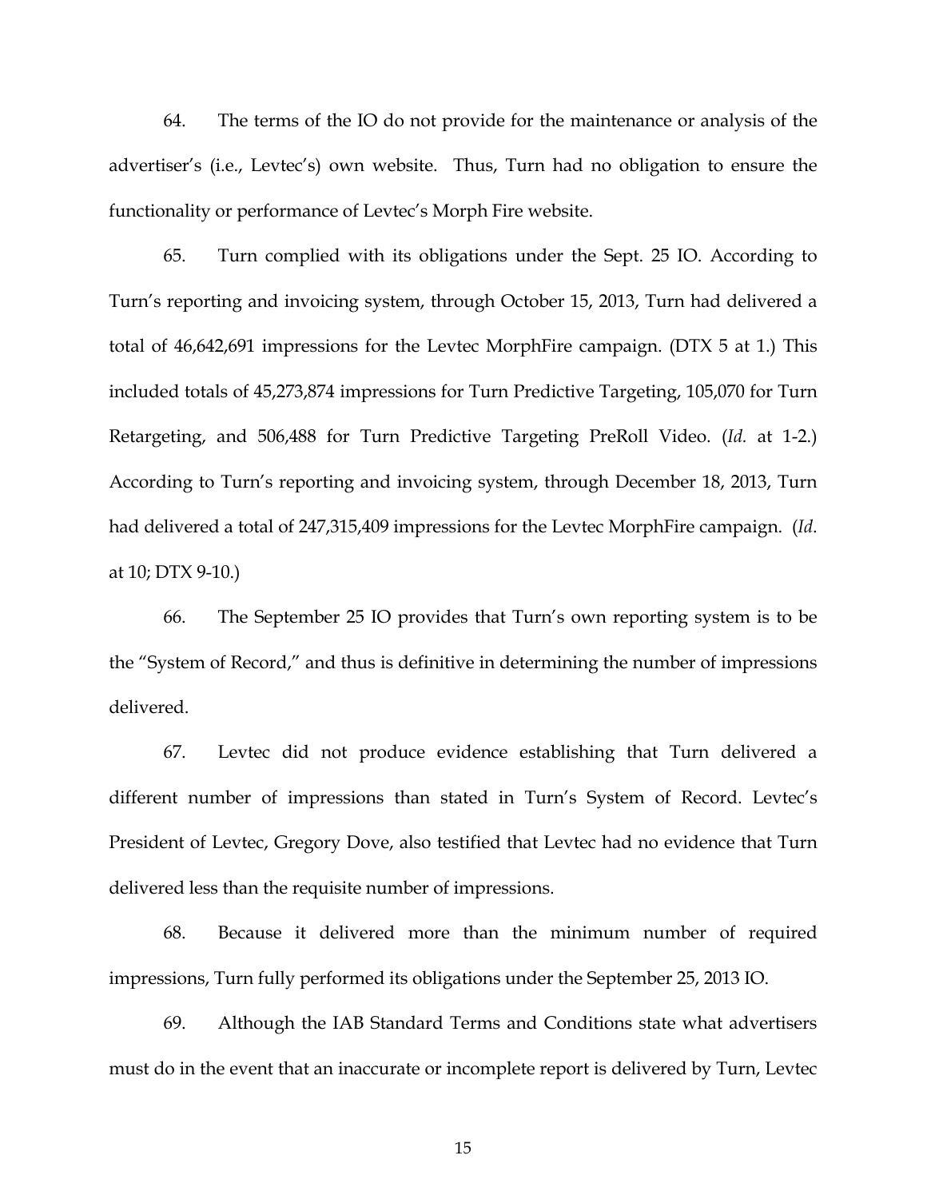64. The terms of the IO do not provide for the maintenance or analysis of the advertiser's (i.e., Levtec's) own website. Thus, Turn had no obligation to ensure the functionality or performance of Levtec's Morph Fire website.

65. Turn complied with its obligations under the Sept. 25 IO. According to Turn's reporting and invoicing system, through October 15, 2013, Turn had delivered a total of 46,642,691 impressions for the Levtec MorphFire campaign. (DTX 5 at 1.) This included totals of 45,273,874 impressions for Turn Predictive Targeting, 105,070 for Turn Retargeting, and 506,488 for Turn Predictive Targeting PreRoll Video. (*Id.* at 1-2.) According to Turn's reporting and invoicing system, through December 18, 2013, Turn had delivered a total of 247,315,409 impressions for the Levtec MorphFire campaign. (*Id*. at 10; DTX 9-10.)

66. The September 25 IO provides that Turn's own reporting system is to be the "System of Record," and thus is definitive in determining the number of impressions delivered.

67. Levtec did not produce evidence establishing that Turn delivered a different number of impressions than stated in Turn's System of Record. Levtec's President of Levtec, Gregory Dove, also testified that Levtec had no evidence that Turn delivered less than the requisite number of impressions.

68. Because it delivered more than the minimum number of required impressions, Turn fully performed its obligations under the September 25, 2013 IO.

69. Although the IAB Standard Terms and Conditions state what advertisers must do in the event that an inaccurate or incomplete report is delivered by Turn, Levtec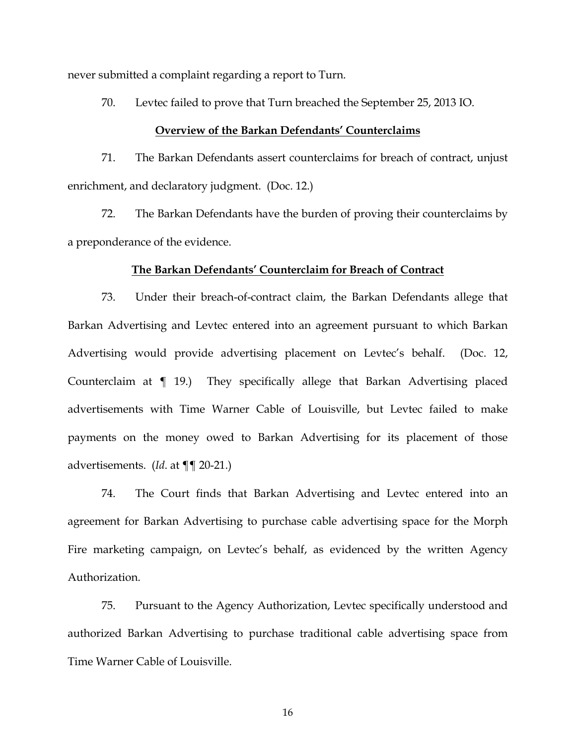never submitted a complaint regarding a report to Turn.

70. Levtec failed to prove that Turn breached the September 25, 2013 IO.

**Overview of the Barkan Defendants' Counterclaims**

71. The Barkan Defendants assert counterclaims for breach of contract, unjust enrichment, and declaratory judgment. (Doc. 12.)

72. The Barkan Defendants have the burden of proving their counterclaims by a preponderance of the evidence.

**The Barkan Defendants' Counterclaim for Breach of Contract**

73. Under their breach-of-contract claim, the Barkan Defendants allege that Barkan Advertising and Levtec entered into an agreement pursuant to which Barkan Advertising would provide advertising placement on Levtec's behalf. (Doc. 12, Counterclaim at ¶ 19.) They specifically allege that Barkan Advertising placed advertisements with Time Warner Cable of Louisville, but Levtec failed to make payments on the money owed to Barkan Advertising for its placement of those advertisements. (*Id*. at ¶¶ 20-21.)

74. The Court finds that Barkan Advertising and Levtec entered into an agreement for Barkan Advertising to purchase cable advertising space for the Morph Fire marketing campaign, on Levtec's behalf, as evidenced by the written Agency Authorization.

75. Pursuant to the Agency Authorization, Levtec specifically understood and authorized Barkan Advertising to purchase traditional cable advertising space from Time Warner Cable of Louisville.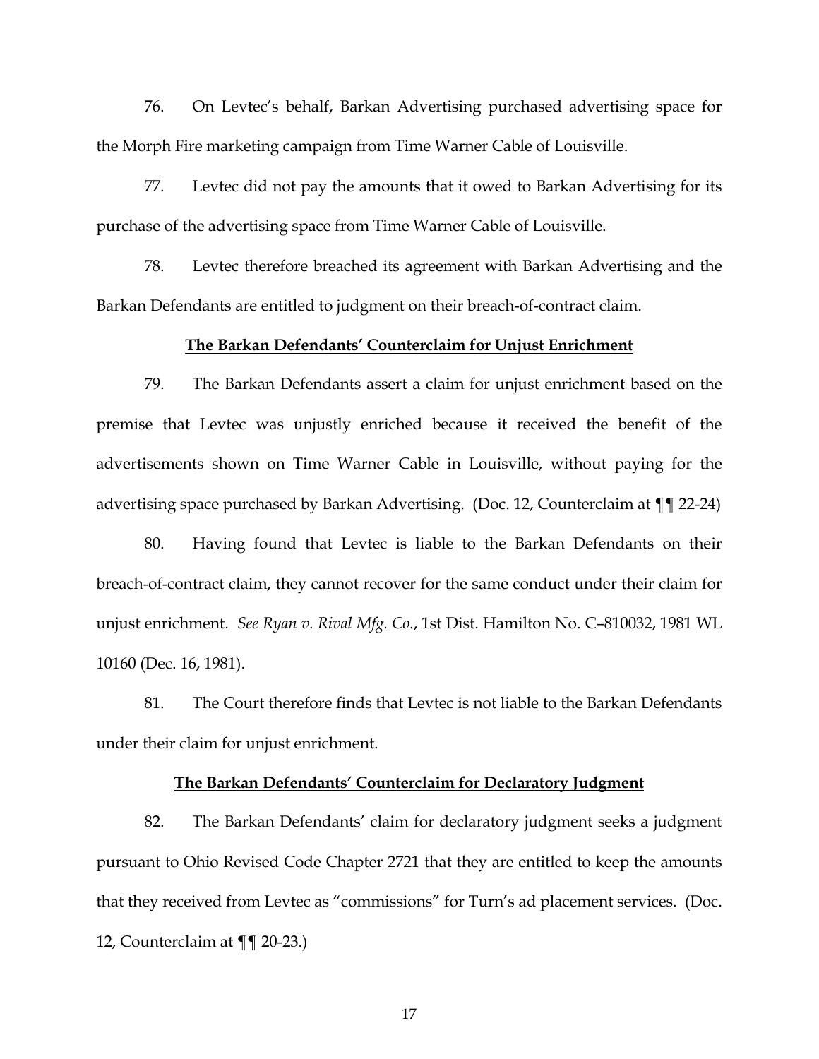76. On Levtec's behalf, Barkan Advertising purchased advertising space for the Morph Fire marketing campaign from Time Warner Cable of Louisville.

77. Levtec did not pay the amounts that it owed to Barkan Advertising for its purchase of the advertising space from Time Warner Cable of Louisville.

78. Levtec therefore breached its agreement with Barkan Advertising and the Barkan Defendants are entitled to judgment on their breach-of-contract claim.

**<u>The Barkan Defendants' Counterclaim for Unjust Enrichment</u>**

79. The Barkan Defendants assert a claim for unjust enrichment based on the premise that Levtec was unjustly enriched because it received the benefit of the advertisements shown on Time Warner Cable in Louisville, without paying for the advertising space purchased by Barkan Advertising. (Doc. 12, Counterclaim at ¶¶ 22-24)

80. Having found that Levtec is liable to the Barkan Defendants on their breach-of-contract claim, they cannot recover for the same conduct under their claim for unjust enrichment. *See Ryan v. Rival Mfg. Co.*, 1st Dist. Hamilton No. C–810032, 1981 WL 10160 (Dec. 16, 1981).

81. The Court therefore finds that Levtec is not liable to the Barkan Defendants under their claim for unjust enrichment.

**<u>The Barkan Defendants' Counterclaim for Declaratory Judgment</u>**

82. The Barkan Defendants' claim for declaratory judgment seeks a judgment pursuant to Ohio Revised Code Chapter 2721 that they are entitled to keep the amounts that they received from Levtec as "commissions" for Turn's ad placement services. (Doc. 12, Counterclaim at ¶¶ 20-23.)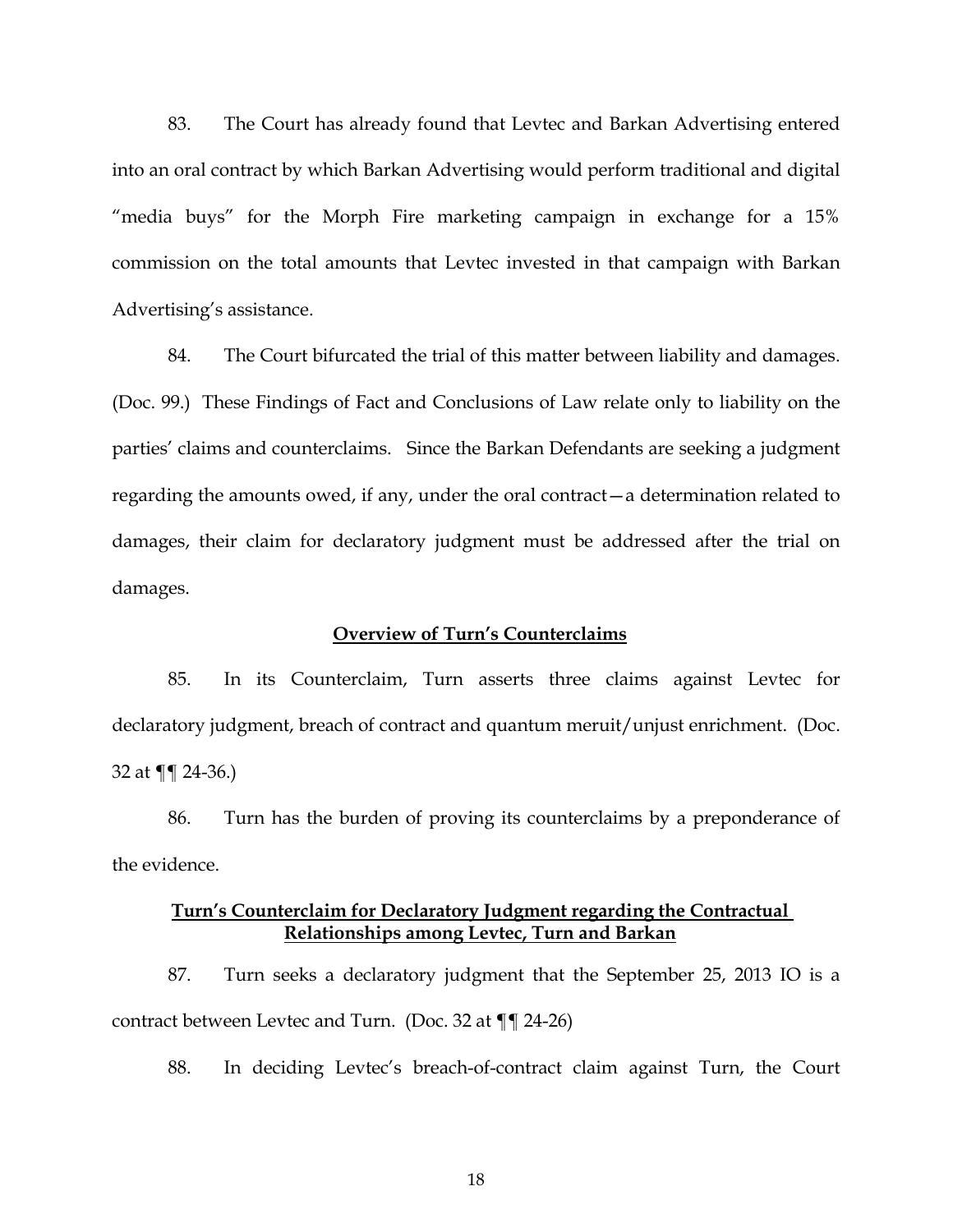83. The Court has already found that Levtec and Barkan Advertising entered into an oral contract by which Barkan Advertising would perform traditional and digital "media buys" for the Morph Fire marketing campaign in exchange for a 15% commission on the total amounts that Levtec invested in that campaign with Barkan Advertising's assistance.

84. The Court bifurcated the trial of this matter between liability and damages. (Doc. 99.) These Findings of Fact and Conclusions of Law relate only to liability on the parties' claims and counterclaims. Since the Barkan Defendants are seeking a judgment regarding the amounts owed, if any, under the oral contract—a determination related to damages, their claim for declaratory judgment must be addressed after the trial on damages.

**Overview of Turn's Counterclaims**

85. In its Counterclaim, Turn asserts three claims against Levtec for declaratory judgment, breach of contract and quantum meruit/unjust enrichment. (Doc. 32 at ¶¶ 24-36.)

86. Turn has the burden of proving its counterclaims by a preponderance of the evidence.

**Turn's Counterclaim for Declaratory Judgment regarding the Contractual Relationships among Levtec, Turn and Barkan**

87. Turn seeks a declaratory judgment that the September 25, 2013 IO is a contract between Levtec and Turn. (Doc. 32 at ¶¶ 24-26)

88. In deciding Levtec's breach-of-contract claim against Turn, the Court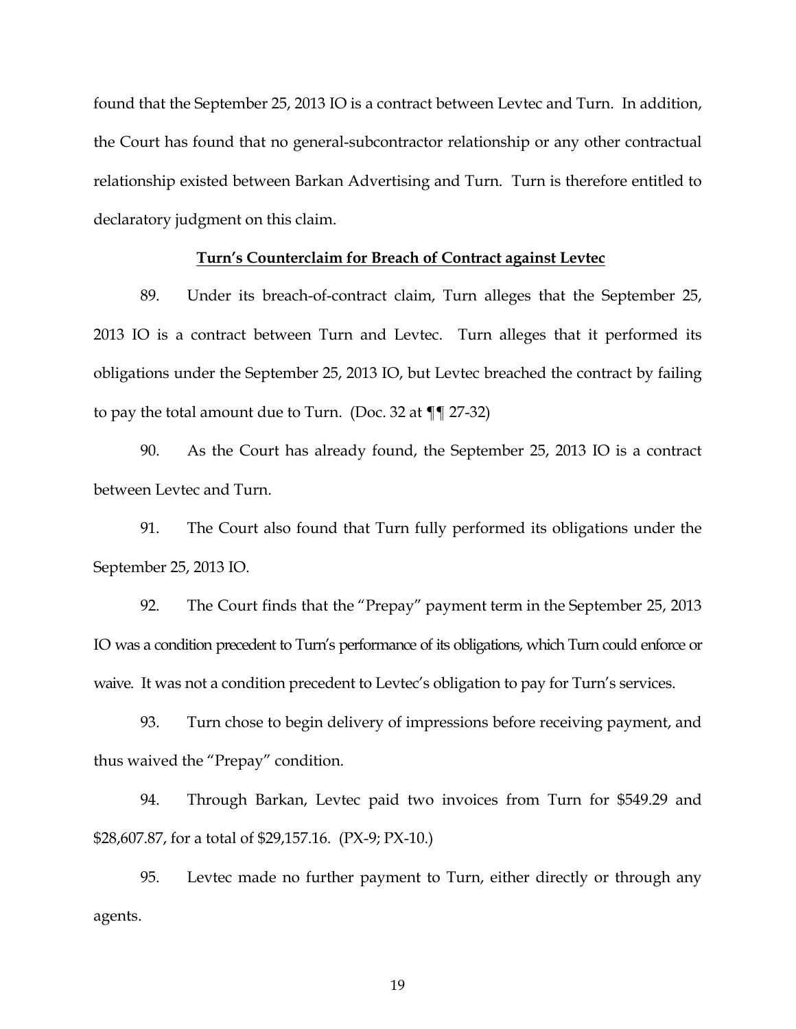found that the September 25, 2013 IO is a contract between Levtec and Turn. In addition, the Court has found that no general-subcontractor relationship or any other contractual relationship existed between Barkan Advertising and Turn. Turn is therefore entitled to declaratory judgment on this claim.

**<u>Turn's Counterclaim for Breach of Contract against Levtec</u>**

89. Under its breach-of-contract claim, Turn alleges that the September 25, 2013 IO is a contract between Turn and Levtec. Turn alleges that it performed its obligations under the September 25, 2013 IO, but Levtec breached the contract by failing to pay the total amount due to Turn. (Doc. 32 at ¶¶ 27-32)

90. As the Court has already found, the September 25, 2013 IO is a contract between Levtec and Turn.

91. The Court also found that Turn fully performed its obligations under the September 25, 2013 IO.

92. The Court finds that the "Prepay" payment term in the September 25, 2013 IO was a condition precedent to Turn's performance of its obligations, which Turn could enforce or waive. It was not a condition precedent to Levtec's obligation to pay for Turn's services.

93. Turn chose to begin delivery of impressions before receiving payment, and thus waived the "Prepay" condition.

94. Through Barkan, Levtec paid two invoices from Turn for $549.29 and $28,607.87, for a total of $29,157.16. (PX-9; PX-10.)

95. Levtec made no further payment to Turn, either directly or through any agents.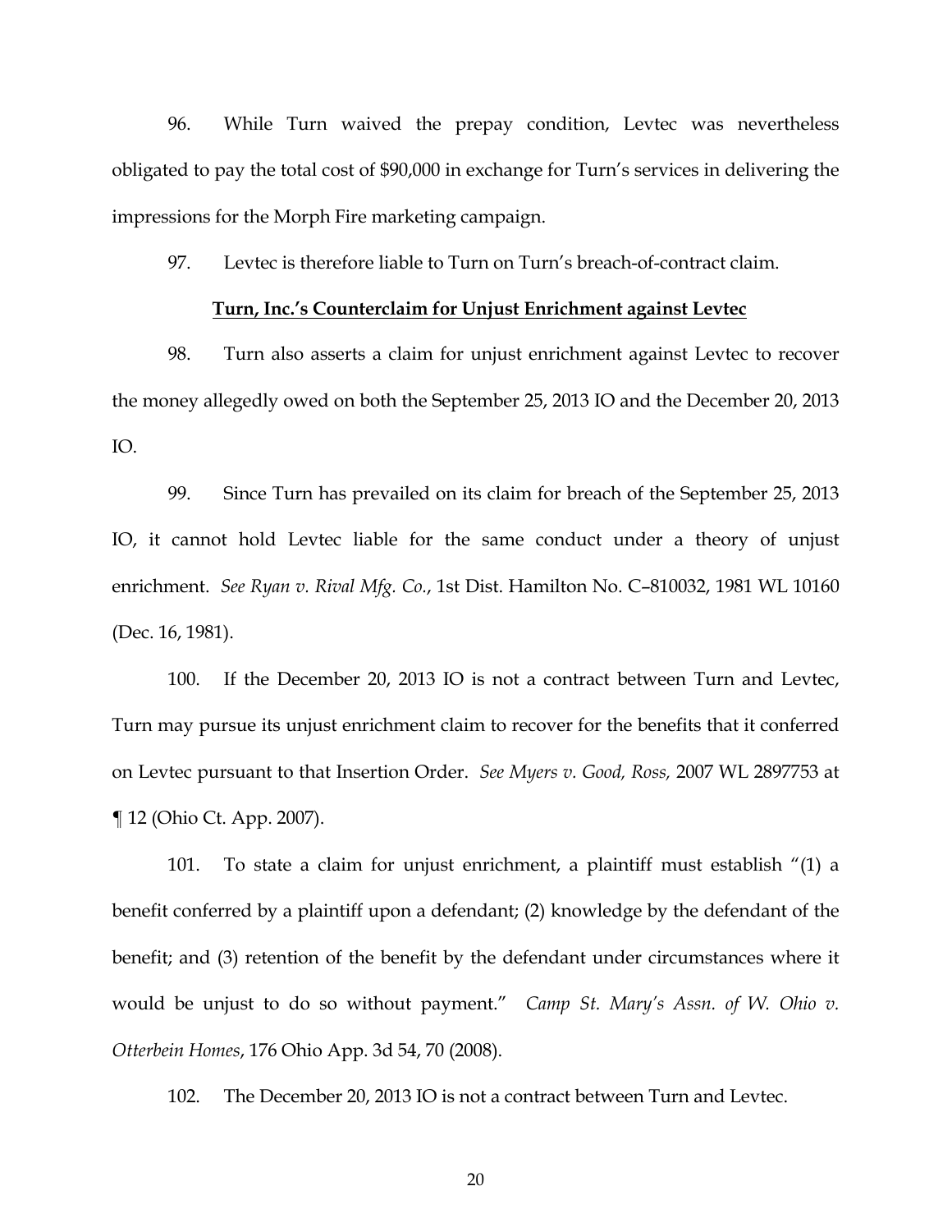96. While Turn waived the prepay condition, Levtec was nevertheless obligated to pay the total cost of $90,000 in exchange for Turn's services in delivering the impressions for the Morph Fire marketing campaign.

97. Levtec is therefore liable to Turn on Turn's breach-of-contract claim.

**<u>Turn, Inc.'s Counterclaim for Unjust Enrichment against Levtec</u>**

98. Turn also asserts a claim for unjust enrichment against Levtec to recover the money allegedly owed on both the September 25, 2013 IO and the December 20, 2013 IO.

99. Since Turn has prevailed on its claim for breach of the September 25, 2013 IO, it cannot hold Levtec liable for the same conduct under a theory of unjust enrichment. *See Ryan v. Rival Mfg. Co.*, 1st Dist. Hamilton No. C–810032, 1981 WL 10160 (Dec. 16, 1981).

100. If the December 20, 2013 IO is not a contract between Turn and Levtec, Turn may pursue its unjust enrichment claim to recover for the benefits that it conferred on Levtec pursuant to that Insertion Order. *See Myers v. Good, Ross,* 2007 WL 2897753 at ¶ 12 (Ohio Ct. App. 2007).

101. To state a claim for unjust enrichment, a plaintiff must establish "(1) a benefit conferred by a plaintiff upon a defendant; (2) knowledge by the defendant of the benefit; and (3) retention of the benefit by the defendant under circumstances where it would be unjust to do so without payment." *Camp St. Mary's Assn. of W. Ohio v. Otterbein Homes*, 176 Ohio App. 3d 54, 70 (2008).

102. The December 20, 2013 IO is not a contract between Turn and Levtec.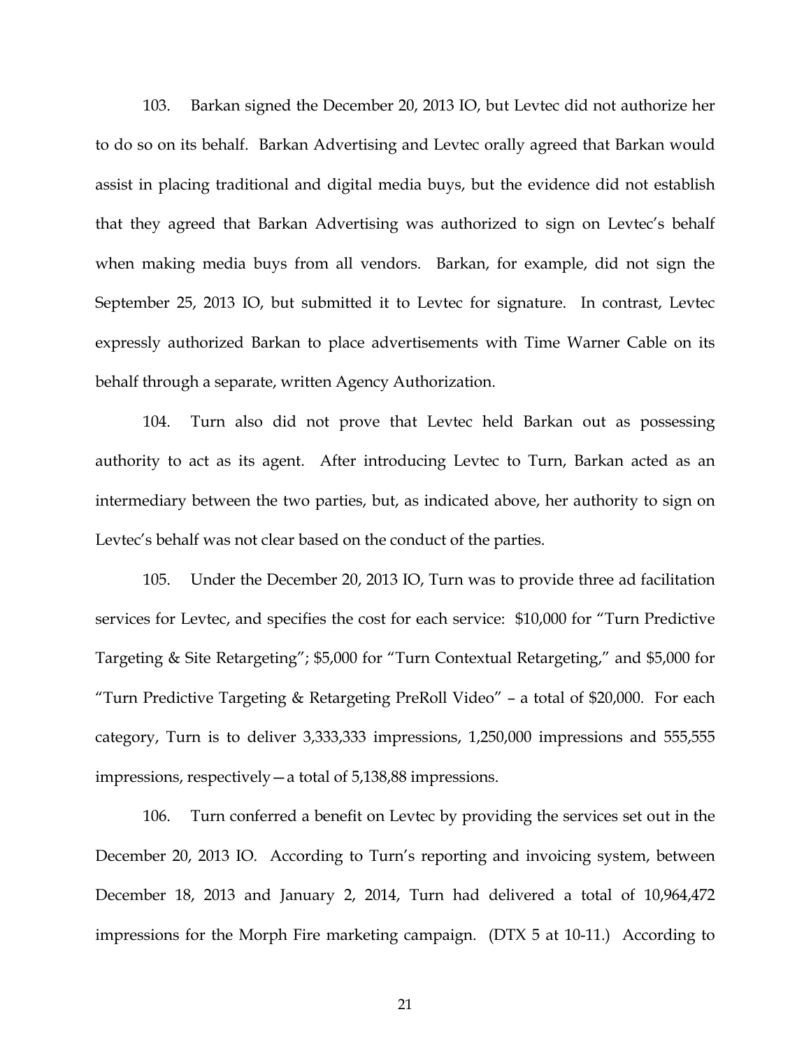103. Barkan signed the December 20, 2013 IO, but Levtec did not authorize her to do so on its behalf. Barkan Advertising and Levtec orally agreed that Barkan would assist in placing traditional and digital media buys, but the evidence did not establish that they agreed that Barkan Advertising was authorized to sign on Levtec's behalf when making media buys from all vendors. Barkan, for example, did not sign the September 25, 2013 IO, but submitted it to Levtec for signature. In contrast, Levtec expressly authorized Barkan to place advertisements with Time Warner Cable on its behalf through a separate, written Agency Authorization.

104. Turn also did not prove that Levtec held Barkan out as possessing authority to act as its agent. After introducing Levtec to Turn, Barkan acted as an intermediary between the two parties, but, as indicated above, her authority to sign on Levtec's behalf was not clear based on the conduct of the parties.

105. Under the December 20, 2013 IO, Turn was to provide three ad facilitation services for Levtec, and specifies the cost for each service: $10,000 for "Turn Predictive Targeting & Site Retargeting"; $5,000 for "Turn Contextual Retargeting," and $5,000 for "Turn Predictive Targeting & Retargeting PreRoll Video" – a total of $20,000. For each category, Turn is to deliver 3,333,333 impressions, 1,250,000 impressions and 555,555 impressions, respectively—a total of 5,138,88 impressions.

106. Turn conferred a benefit on Levtec by providing the services set out in the December 20, 2013 IO. According to Turn's reporting and invoicing system, between December 18, 2013 and January 2, 2014, Turn had delivered a total of 10,964,472 impressions for the Morph Fire marketing campaign. (DTX 5 at 10-11.) According to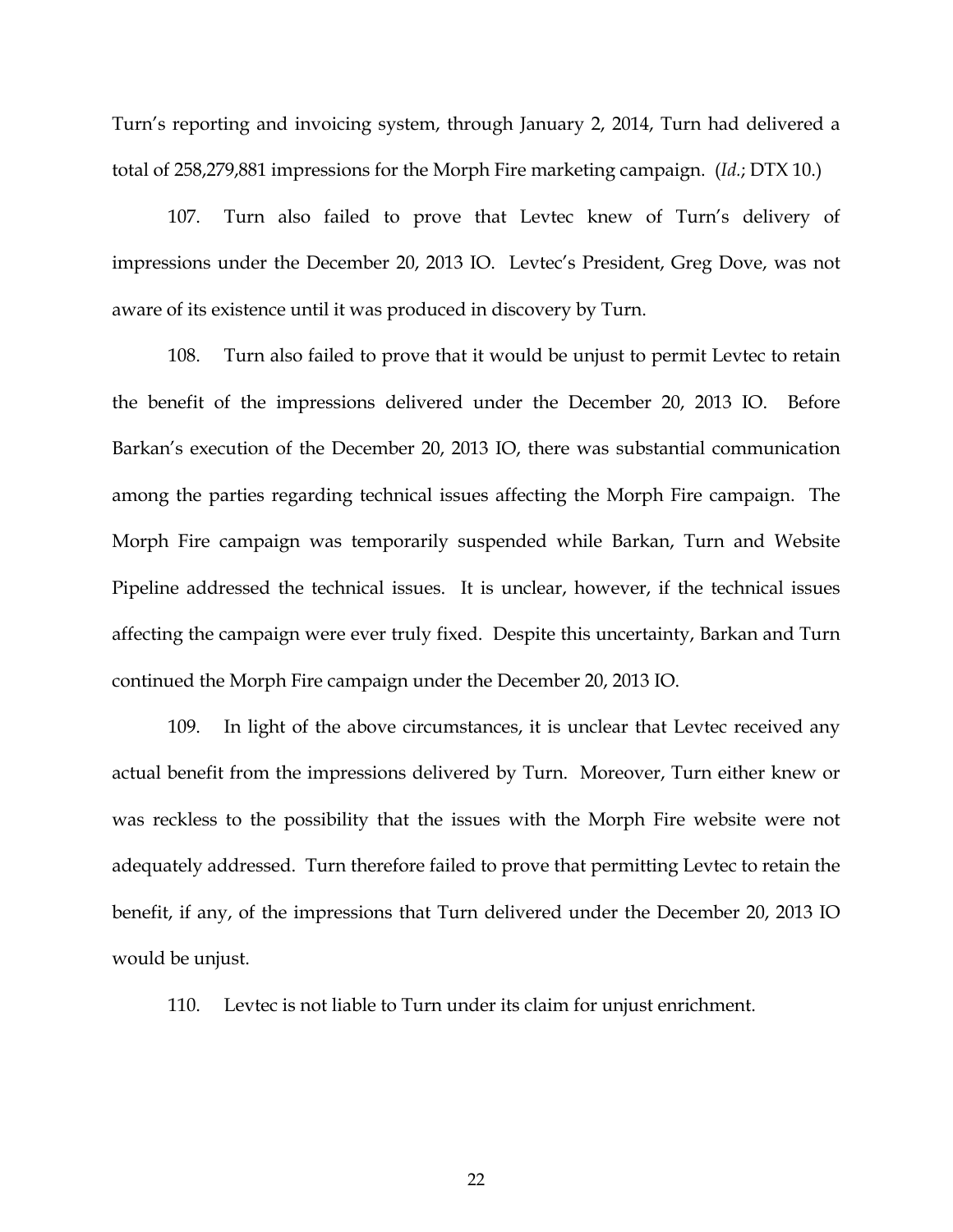Turn's reporting and invoicing system, through January 2, 2014, Turn had delivered a total of 258,279,881 impressions for the Morph Fire marketing campaign. (*Id.*; DTX 10.)

107. Turn also failed to prove that Levtec knew of Turn's delivery of impressions under the December 20, 2013 IO. Levtec's President, Greg Dove, was not aware of its existence until it was produced in discovery by Turn.

108. Turn also failed to prove that it would be unjust to permit Levtec to retain the benefit of the impressions delivered under the December 20, 2013 IO. Before Barkan's execution of the December 20, 2013 IO, there was substantial communication among the parties regarding technical issues affecting the Morph Fire campaign. The Morph Fire campaign was temporarily suspended while Barkan, Turn and Website Pipeline addressed the technical issues. It is unclear, however, if the technical issues affecting the campaign were ever truly fixed. Despite this uncertainty, Barkan and Turn continued the Morph Fire campaign under the December 20, 2013 IO.

109. In light of the above circumstances, it is unclear that Levtec received any actual benefit from the impressions delivered by Turn. Moreover, Turn either knew or was reckless to the possibility that the issues with the Morph Fire website were not adequately addressed. Turn therefore failed to prove that permitting Levtec to retain the benefit, if any, of the impressions that Turn delivered under the December 20, 2013 IO would be unjust.

110. Levtec is not liable to Turn under its claim for unjust enrichment.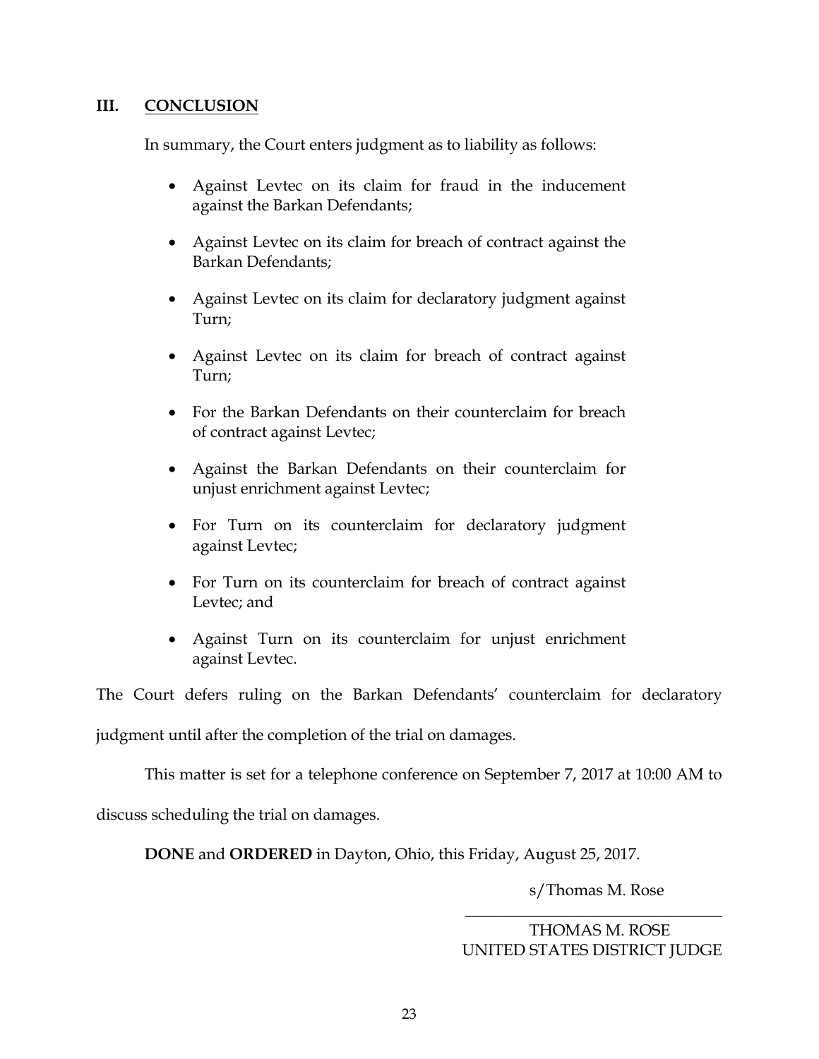## III. CONCLUSION

In summary, the Court enters judgment as to liability as follows:

- Against Levtec on its claim for fraud in the inducement against the Barkan Defendants;
- Against Levtec on its claim for breach of contract against the Barkan Defendants;
- Against Levtec on its claim for declaratory judgment against Turn;
- Against Levtec on its claim for breach of contract against Turn;
- For the Barkan Defendants on their counterclaim for breach of contract against Levtec;
- Against the Barkan Defendants on their counterclaim for unjust enrichment against Levtec;
- For Turn on its counterclaim for declaratory judgment against Levtec;
- For Turn on its counterclaim for breach of contract against Levtec; and
- Against Turn on its counterclaim for unjust enrichment against Levtec.

The Court defers ruling on the Barkan Defendants' counterclaim for declaratory judgment until after the completion of the trial on damages.

This matter is set for a telephone conference on September 7, 2017 at 10:00 AM to discuss scheduling the trial on damages.

**DONE** and **ORDERED** in Dayton, Ohio, this Friday, August 25, 2017.

s/Thomas M. Rose

THOMAS M. ROSE
UNITED STATES DISTRICT JUDGE